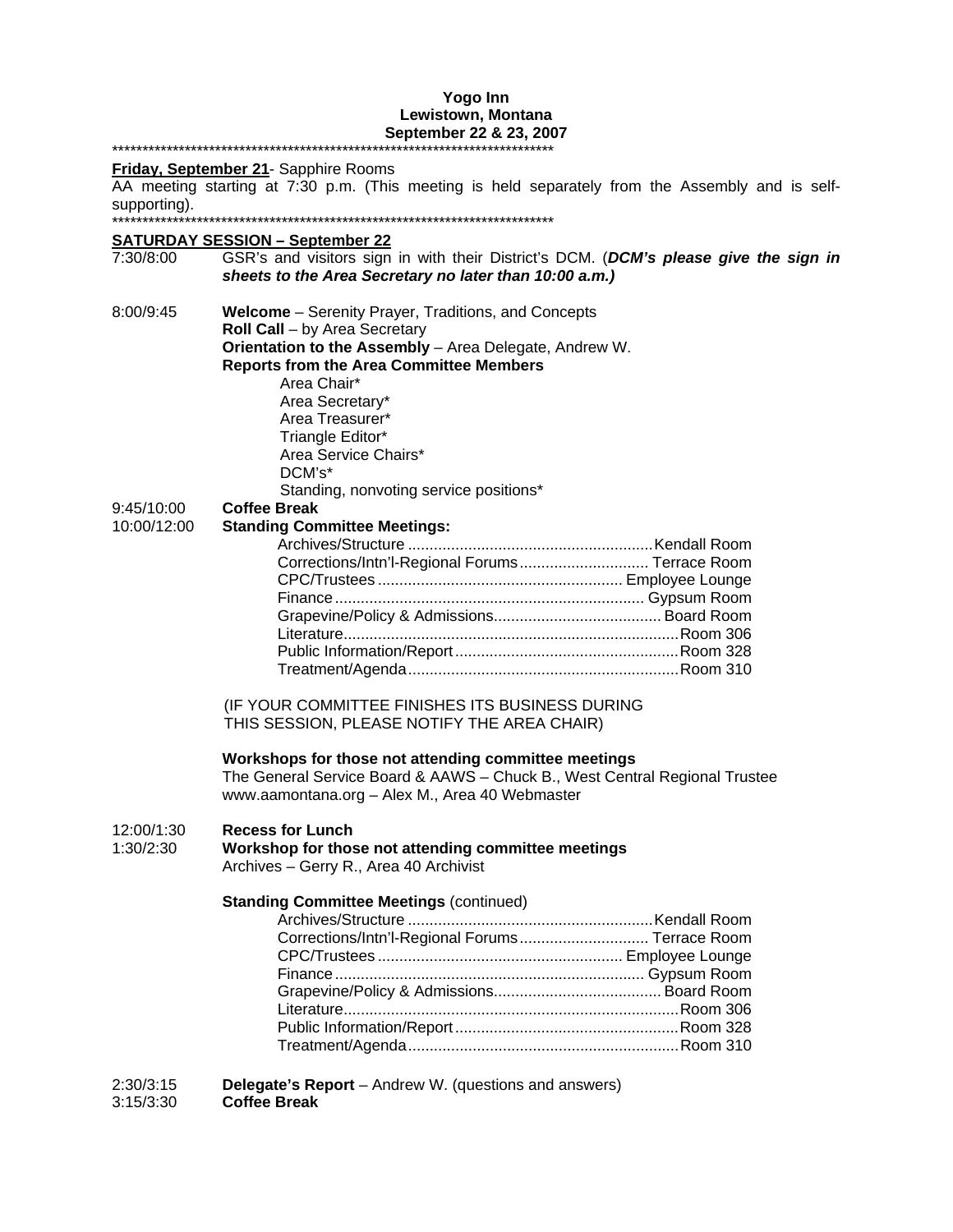**Yogo Inn**
**Lewistown, Montana**
**September 22 & 23, 2007**

***

**Friday, September 21**- Sapphire Rooms
AA meeting starting at 7:30 p.m. (This meeting is held separately from the Assembly and is self-supporting).

***

**SATURDAY SESSION – September 22**

7:30/8:00 GSR's and visitors sign in with their District's DCM. (***DCM's please give the sign in sheets to the Area Secretary no later than 10:00 a.m.)***

8:00/9:45 **Welcome** – Serenity Prayer, Traditions, and Concepts
**Roll Call** – by Area Secretary
**Orientation to the Assembly** – Area Delegate, Andrew W.
**Reports from the Area Committee Members**
- Area Chair*
- Area Secretary*
- Area Treasurer*
- Triangle Editor*
- Area Service Chairs*
- DCM's*
- Standing, nonvoting service positions*

9:45/10:00 **Coffee Break**

10:00/12:00 **Standing Committee Meetings:**

| Committee | Room |
|---|---|
| Archives/Structure | Kendall Room |
| Corrections/Intn'l-Regional Forums | Terrace Room |
| CPC/Trustees | Employee Lounge |
| Finance | Gypsum Room |
| Grapevine/Policy & Admissions | Board Room |
| Literature | Room 306 |
| Public Information/Report | Room 328 |
| Treatment/Agenda | Room 310 |

(IF YOUR COMMITTEE FINISHES ITS BUSINESS DURING THIS SESSION, PLEASE NOTIFY THE AREA CHAIR)

**Workshops for those not attending committee meetings**
The General Service Board & AAWS – Chuck B., West Central Regional Trustee
www.aamontana.org – Alex M., Area 40 Webmaster

12:00/1:30 **Recess for Lunch**

1:30/2:30 **Workshop for those not attending committee meetings**
Archives – Gerry R., Area 40 Archivist

**Standing Committee Meetings** (continued)

| Committee | Room |
|---|---|
| Archives/Structure | Kendall Room |
| Corrections/Intn'l-Regional Forums | Terrace Room |
| CPC/Trustees | Employee Lounge |
| Finance | Gypsum Room |
| Grapevine/Policy & Admissions | Board Room |
| Literature | Room 306 |
| Public Information/Report | Room 328 |
| Treatment/Agenda | Room 310 |

2:30/3:15 **Delegate's Report** – Andrew W. (questions and answers)

3:15/3:30 **Coffee Break**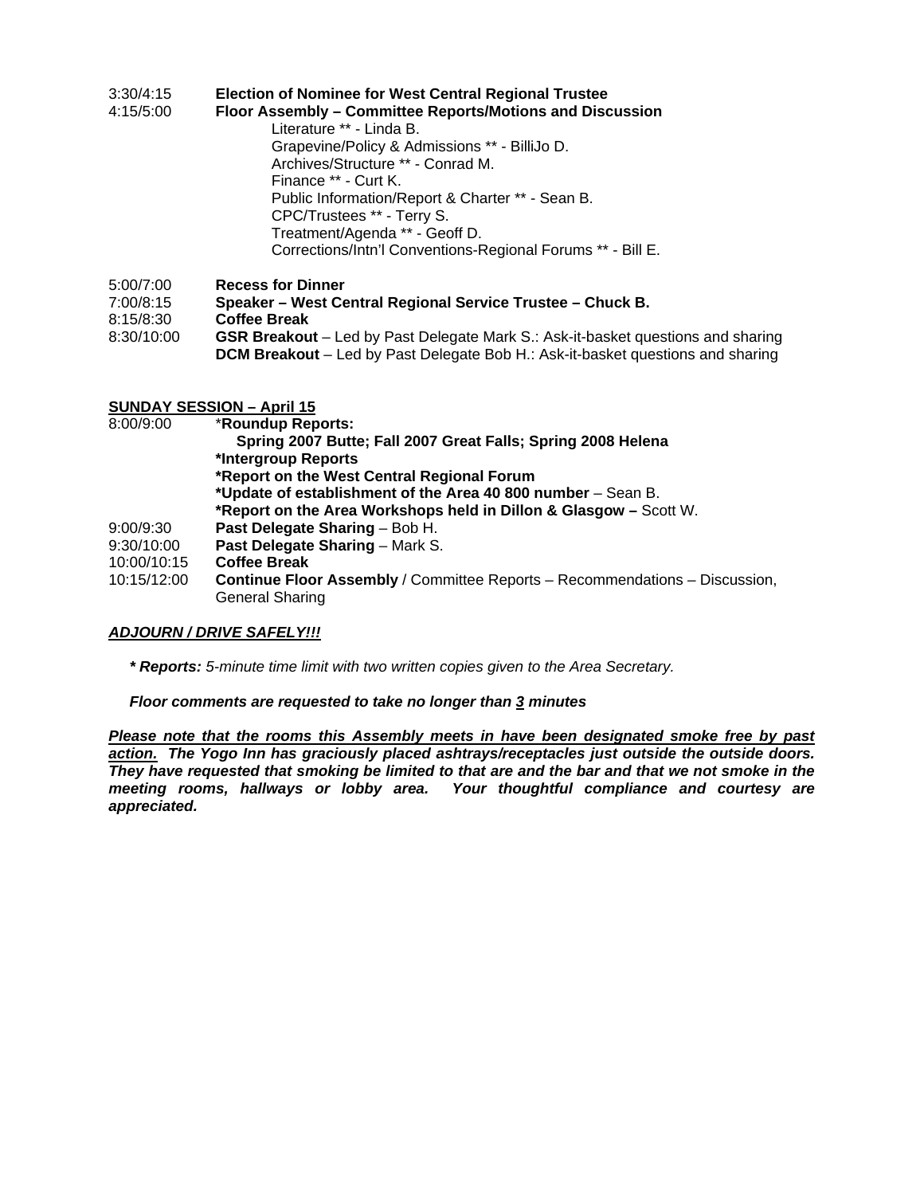3:30/4:15 **Election of Nominee for West Central Regional Trustee**

4:15/5:00 **Floor Assembly – Committee Reports/Motions and Discussion**

Literature ** - Linda B.
Grapevine/Policy & Admissions ** - BilliJo D.
Archives/Structure ** - Conrad M.
Finance ** - Curt K.
Public Information/Report & Charter ** - Sean B.
CPC/Trustees ** - Terry S.
Treatment/Agenda ** - Geoff D.
Corrections/Intn'l Conventions-Regional Forums ** - Bill E.

5:00/7:00 **Recess for Dinner**

7:00/8:15 **Speaker – West Central Regional Service Trustee – Chuck B.**

8:15/8:30 **Coffee Break**

8:30/10:00 **GSR Breakout** – Led by Past Delegate Mark S.: Ask-it-basket questions and sharing
**DCM Breakout** – Led by Past Delegate Bob H.: Ask-it-basket questions and sharing

**SUNDAY SESSION – April 15**

8:00/9:00 ***Roundup Reports:**
**Spring 2007 Butte; Fall 2007 Great Falls; Spring 2008 Helena**
***Intergroup Reports**
***Report on the West Central Regional Forum**
***Update of establishment of the Area 40 800 number** – Sean B.
***Report on the Area Workshops held in Dillon & Glasgow –** Scott W.

9:00/9:30 **Past Delegate Sharing** – Bob H.

9:30/10:00 **Past Delegate Sharing** – Mark S.

10:00/10:15 **Coffee Break**

10:15/12:00 **Continue Floor Assembly** / Committee Reports – Recommendations – Discussion, General Sharing

***ADJOURN / DRIVE SAFELY!!!***

***\* Reports:** 5-minute time limit with two written copies given to the Area Secretary.*

***Floor comments are requested to take no longer than 3 minutes***

***Please note that the rooms this Assembly meets in have been designated smoke free by past action. The Yogo Inn has graciously placed ashtrays/receptacles just outside the outside doors. They have requested that smoking be limited to that are and the bar and that we not smoke in the meeting rooms, hallways or lobby area. Your thoughtful compliance and courtesy are appreciated.***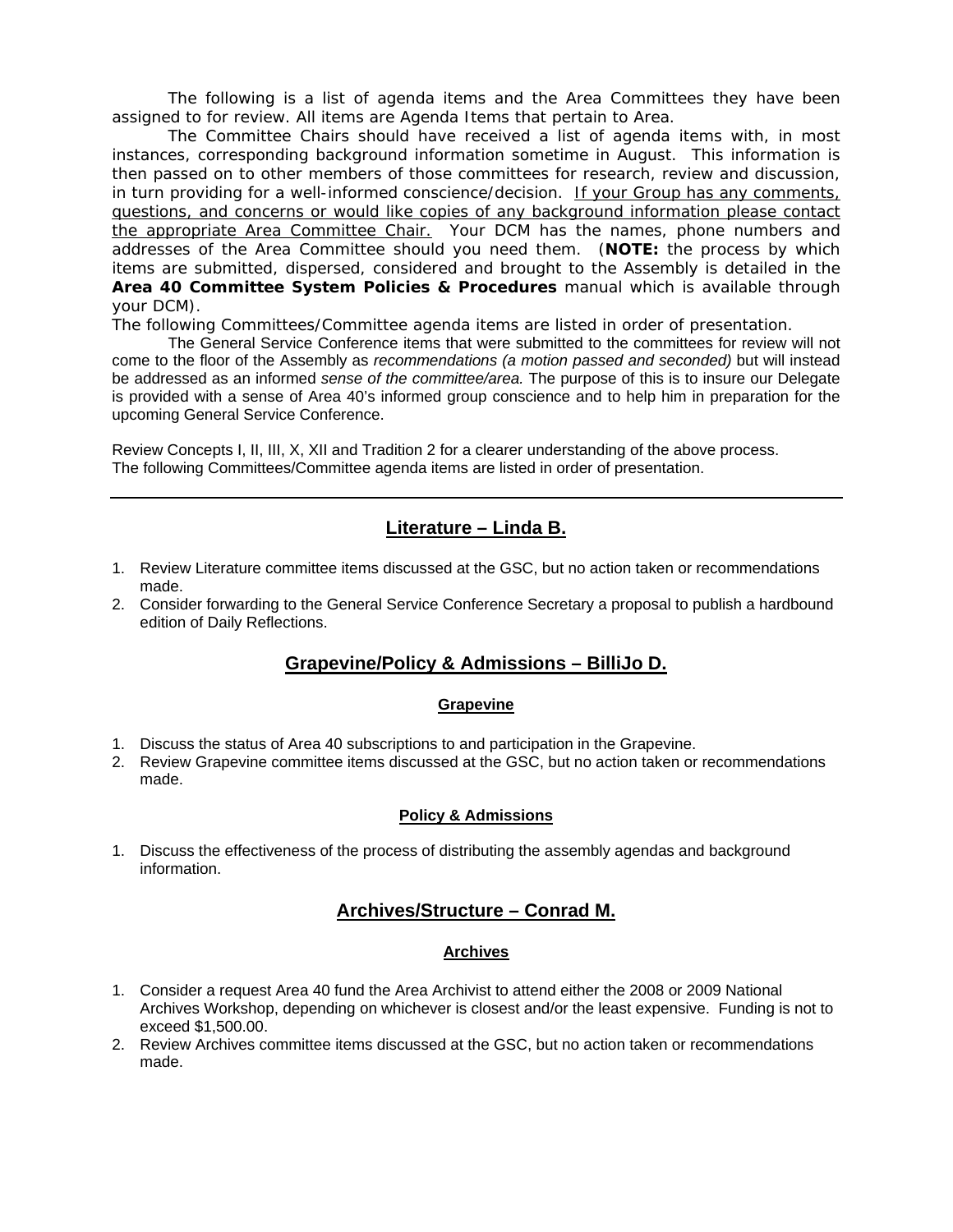The following is a list of agenda items and the Area Committees they have been assigned to for review. All items are Agenda Items that pertain to Area.

The Committee Chairs should have received a list of agenda items with, in most instances, corresponding background information sometime in August. This information is then passed on to other members of those committees for research, review and discussion, in turn providing for a well-informed conscience/decision. <u>If your Group has any comments, questions, and concerns or would like copies of any background information please contact the appropriate Area Committee Chair.</u> Your DCM has the names, phone numbers and addresses of the Area Committee should you need them. (**NOTE:** the process by which items are submitted, dispersed, considered and brought to the Assembly is detailed in the **Area 40 Committee System Policies & Procedures** manual which is available through your DCM).

The following Committees/Committee agenda items are listed in order of presentation.

The General Service Conference items that were submitted to the committees for review will not come to the floor of the Assembly as *recommendations (a motion passed and seconded)* but will instead be addressed as an informed *sense of the committee/area.* The purpose of this is to insure our Delegate is provided with a sense of Area 40's informed group conscience and to help him in preparation for the upcoming General Service Conference.

Review Concepts I, II, III, X, XII and Tradition 2 for a clearer understanding of the above process.
The following Committees/Committee agenda items are listed in order of presentation.

---

## Literature – Linda B.

1. Review Literature committee items discussed at the GSC, but no action taken or recommendations made.
2. Consider forwarding to the General Service Conference Secretary a proposal to publish a hardbound edition of Daily Reflections.

## Grapevine/Policy & Admissions – BilliJo D.

### Grapevine

1. Discuss the status of Area 40 subscriptions to and participation in the Grapevine.
2. Review Grapevine committee items discussed at the GSC, but no action taken or recommendations made.

### Policy & Admissions

1. Discuss the effectiveness of the process of distributing the assembly agendas and background information.

## Archives/Structure – Conrad M.

### Archives

1. Consider a request Area 40 fund the Area Archivist to attend either the 2008 or 2009 National Archives Workshop, depending on whichever is closest and/or the least expensive. Funding is not to exceed $1,500.00.
2. Review Archives committee items discussed at the GSC, but no action taken or recommendations made.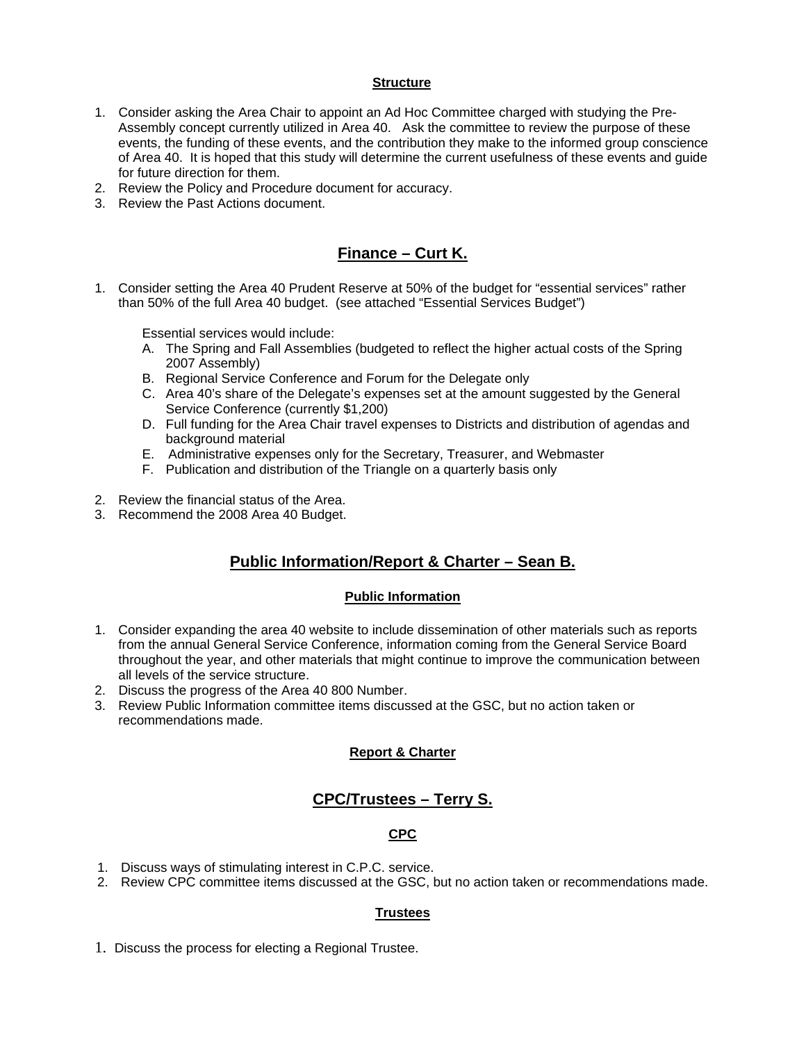### Structure

1. Consider asking the Area Chair to appoint an Ad Hoc Committee charged with studying the Pre-Assembly concept currently utilized in Area 40. Ask the committee to review the purpose of these events, the funding of these events, and the contribution they make to the informed group conscience of Area 40. It is hoped that this study will determine the current usefulness of these events and guide for future direction for them.
2. Review the Policy and Procedure document for accuracy.
3. Review the Past Actions document.

## Finance – Curt K.

1. Consider setting the Area 40 Prudent Reserve at 50% of the budget for "essential services" rather than 50% of the full Area 40 budget. (see attached "Essential Services Budget")

   Essential services would include:
   
   A. The Spring and Fall Assemblies (budgeted to reflect the higher actual costs of the Spring 2007 Assembly)
   B. Regional Service Conference and Forum for the Delegate only
   C. Area 40's share of the Delegate's expenses set at the amount suggested by the General Service Conference (currently $1,200)
   D. Full funding for the Area Chair travel expenses to Districts and distribution of agendas and background material
   E. Administrative expenses only for the Secretary, Treasurer, and Webmaster
   F. Publication and distribution of the Triangle on a quarterly basis only

2. Review the financial status of the Area.
3. Recommend the 2008 Area 40 Budget.

## Public Information/Report & Charter – Sean B.

### Public Information

1. Consider expanding the area 40 website to include dissemination of other materials such as reports from the annual General Service Conference, information coming from the General Service Board throughout the year, and other materials that might continue to improve the communication between all levels of the service structure.
2. Discuss the progress of the Area 40 800 Number.
3. Review Public Information committee items discussed at the GSC, but no action taken or recommendations made.

### Report & Charter

## CPC/Trustees – Terry S.

### CPC

1. Discuss ways of stimulating interest in C.P.C. service.
2. Review CPC committee items discussed at the GSC, but no action taken or recommendations made.

### Trustees

1. Discuss the process for electing a Regional Trustee.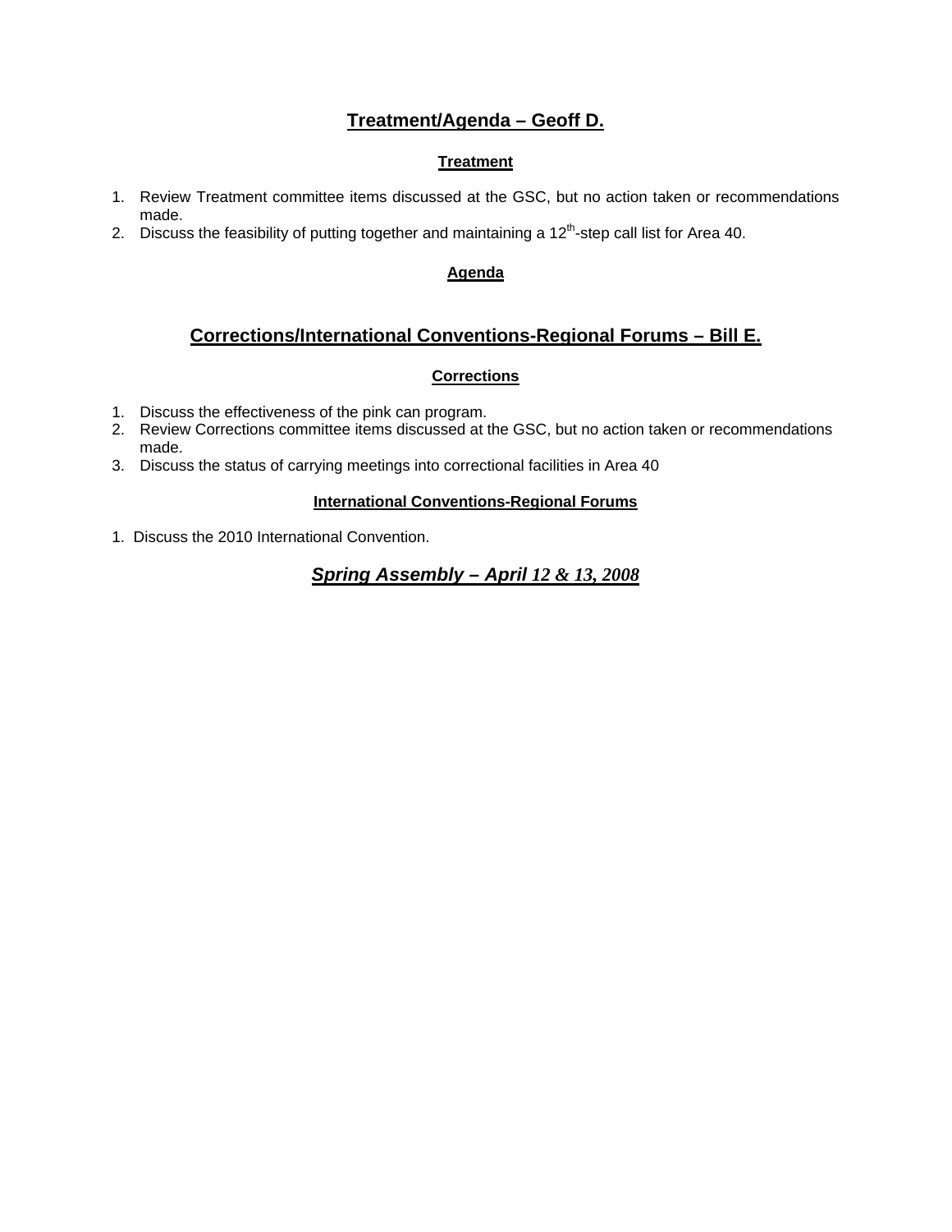## Treatment/Agenda – Geoff D.

### Treatment

1. Review Treatment committee items discussed at the GSC, but no action taken or recommendations made.
2. Discuss the feasibility of putting together and maintaining a 12th-step call list for Area 40.

### Agenda

## Corrections/International Conventions-Regional Forums – Bill E.

### Corrections

1. Discuss the effectiveness of the pink can program.
2. Review Corrections committee items discussed at the GSC, but no action taken or recommendations made.
3. Discuss the status of carrying meetings into correctional facilities in Area 40

### International Conventions-Regional Forums

1. Discuss the 2010 International Convention.

## *Spring Assembly – April 12 & 13, 2008*